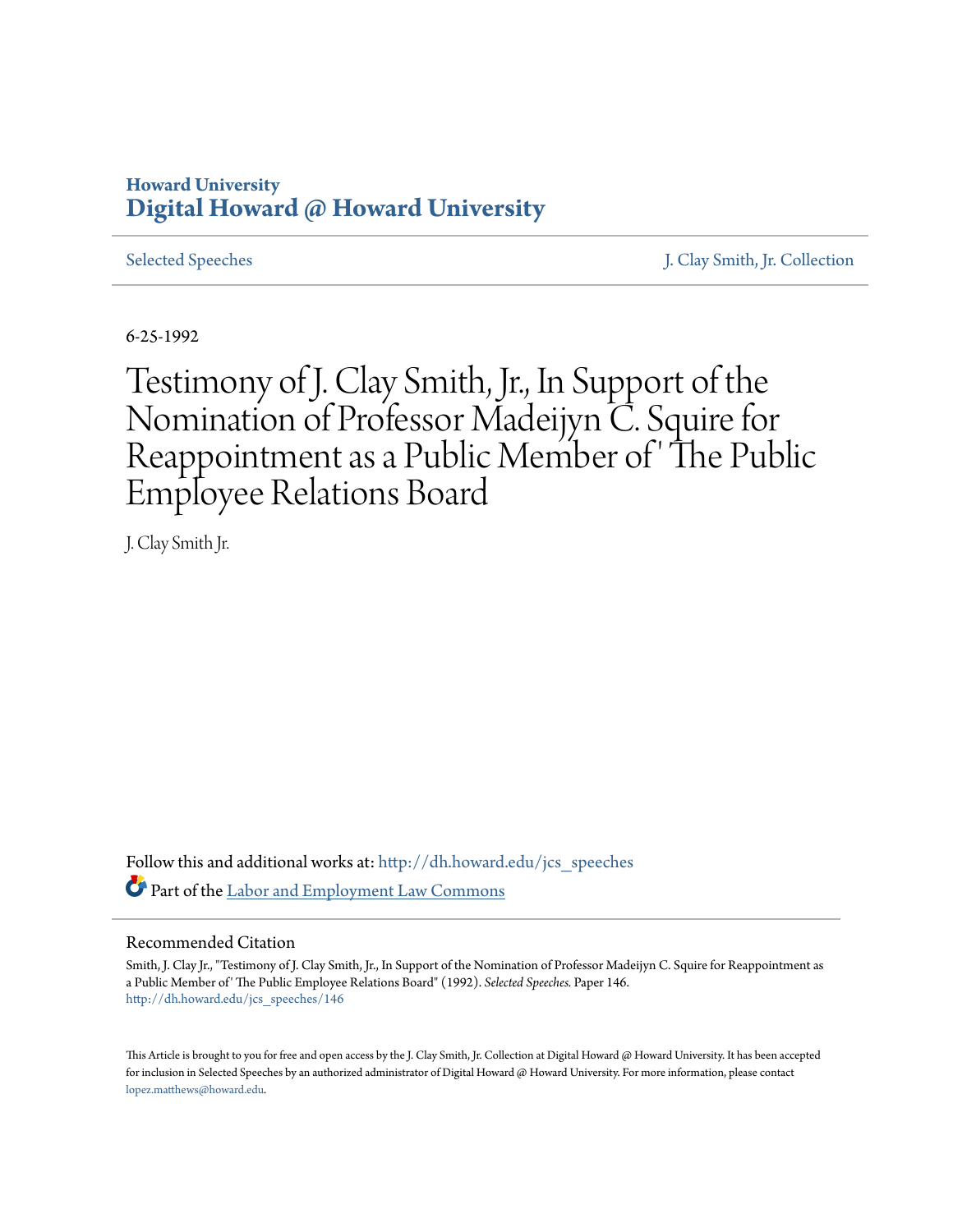Howard University
**Digital Howard @ Howard University**

Selected Speeches | J. Clay Smith, Jr. Collection

6-25-1992

# Testimony of J. Clay Smith, Jr., In Support of the Nomination of Professor Madeijyn C. Squire for Reappointment as a Public Member of' The Public Employee Relations Board

J. Clay Smith Jr.

Follow this and additional works at: http://dh.howard.edu/jcs_speeches

Part of the Labor and Employment Law Commons

## Recommended Citation

Smith, J. Clay Jr., "Testimony of J. Clay Smith, Jr., In Support of the Nomination of Professor Madeijyn C. Squire for Reappointment as a Public Member of' The Public Employee Relations Board" (1992). *Selected Speeches.* Paper 146.
http://dh.howard.edu/jcs_speeches/146

This Article is brought to you for free and open access by the J. Clay Smith, Jr. Collection at Digital Howard @ Howard University. It has been accepted for inclusion in Selected Speeches by an authorized administrator of Digital Howard @ Howard University. For more information, please contact lopez.matthews@howard.edu.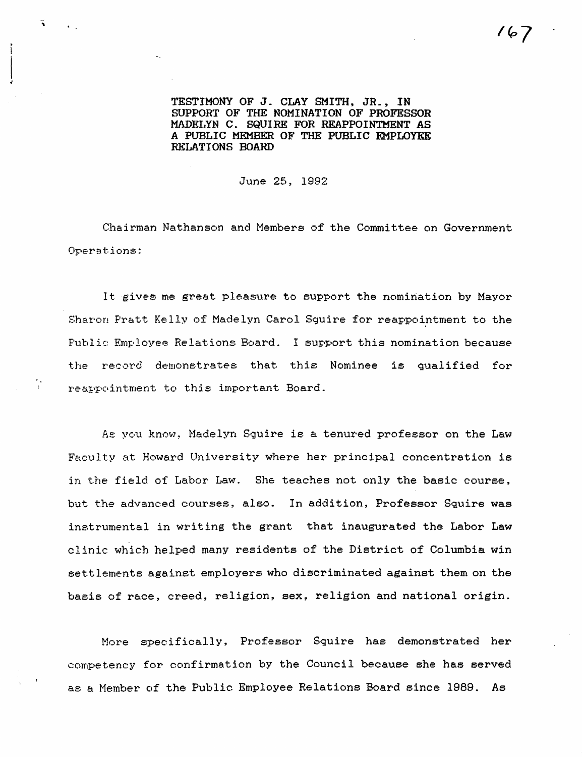TESTIMONY OF J. CLAY SMITH, JR., IN SUPPORT OF THE NOMINATION OF PROFESSOR MADELYN C. SQUIRE FOR REAPPOINTMENT AS A PUBLIC MEMBER OF THE PUBLIC EMPLOYEE RELATIONS BOARD

June 25, 1992

Chairman Nathanson and Members of the Committee on Government Operations:

It gives me great pleasure to support the nomination by Mayor Sharon Pratt Kelly of Madelyn Carol Squire for reappointment to the Public Employee Relations Board. I support this nomination because the record demonstrates that this Nominee is qualified for reappointment to this important Board.

As you know, Madelyn Squire is a tenured professor on the Law Faculty at Howard University where her principal concentration is in the field of Labor Law. She teaches not only the basic course, but the advanced courses, also. In addition, Professor Squire was instrumental in writing the grant that inaugurated the Labor Law clinic which helped many residents of the District of Columbia win settlements against employers who discriminated against them on the basis of race, creed, religion, sex, religion and national origin.

More specifically, Professor Squire has demonstrated her competency for confirmation by the Council because she has served as a Member of the Public Employee Relations Board since 1989. As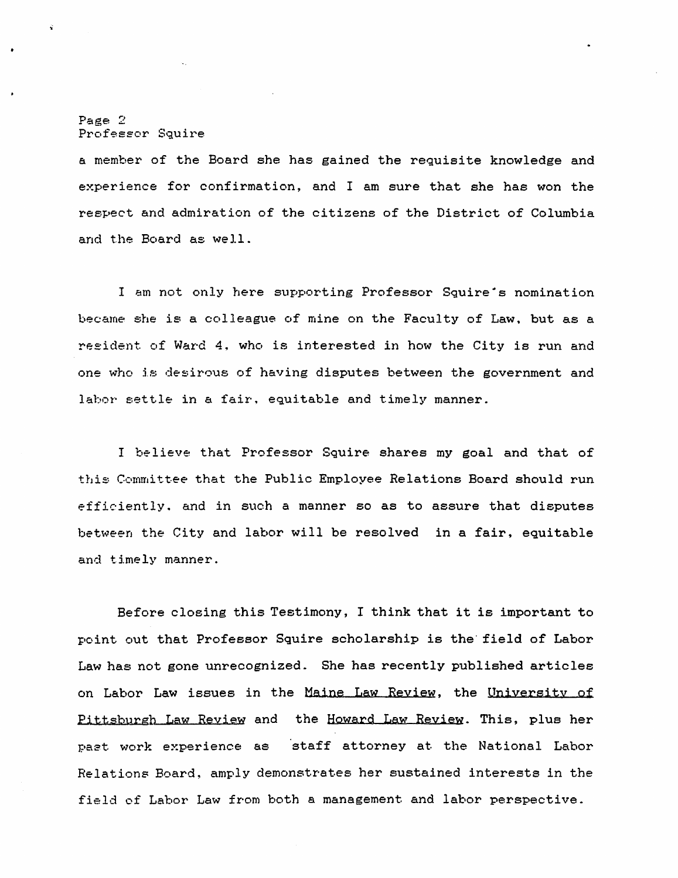a member of the Board she has gained the requisite knowledge and experience for confirmation, and I am sure that she has won the respect and admiration of the citizens of the District of Columbia and the Board as well.

I am not only here supporting Professor Squire's nomination became she is a colleague of mine on the Faculty of Law, but as a resident of Ward 4, who is interested in how the City is run and one who is desirous of having disputes between the government and labor settle in a fair, equitable and timely manner.

I believe that Professor Squire shares my goal and that of this Committee that the Public Employee Relations Board should run efficiently, and in such a manner so as to assure that disputes between the City and labor will be resolved in a fair, equitable and timely manner.

Before closing this Testimony, I think that it is important to point out that Professor Squire scholarship is the field of Labor Law has not gone unrecognized. She has recently published articles on Labor Law issues in the Maine Law Review, the University of Pittsburgh Law Review and the Howard Law Review. This, plus her past work experience as staff attorney at the National Labor Relations Board, amply demonstrates her sustained interests in the field of Labor Law from both a management and labor perspective.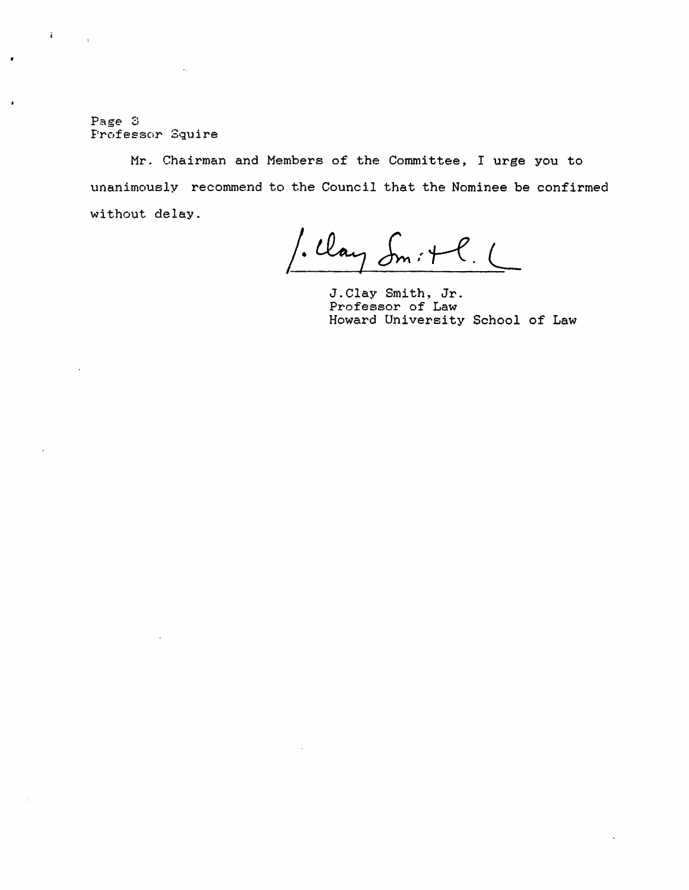Mr. Chairman and Members of the Committee, I urge you to unanimously recommend to the Council that the Nominee be confirmed without delay.

J. Clay Smith, Jr.

J.Clay Smith, Jr.
Professor of Law
Howard University School of Law